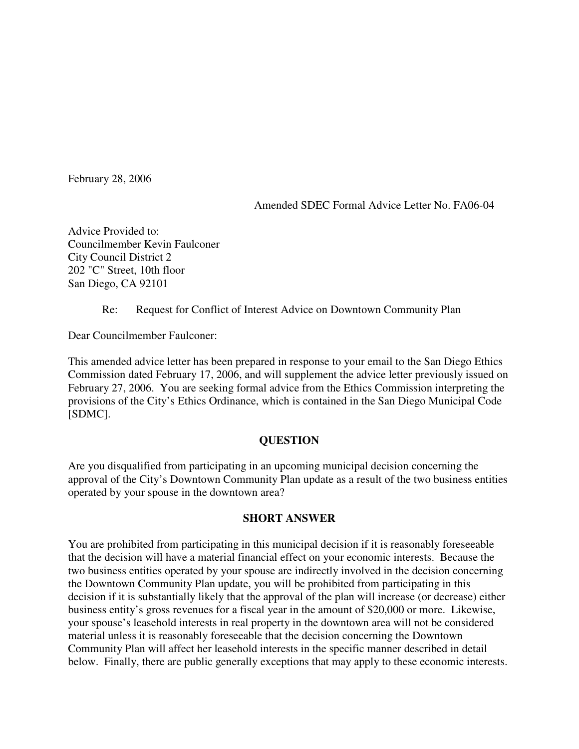February 28, 2006

Amended SDEC Formal Advice Letter No. FA06-04

Advice Provided to:
Councilmember Kevin Faulconer
City Council District 2
202 "C" Street, 10th floor
San Diego, CA 92101

Re: Request for Conflict of Interest Advice on Downtown Community Plan

Dear Councilmember Faulconer:

This amended advice letter has been prepared in response to your email to the San Diego Ethics Commission dated February 17, 2006, and will supplement the advice letter previously issued on February 27, 2006. You are seeking formal advice from the Ethics Commission interpreting the provisions of the City's Ethics Ordinance, which is contained in the San Diego Municipal Code [SDMC].

## QUESTION

Are you disqualified from participating in an upcoming municipal decision concerning the approval of the City's Downtown Community Plan update as a result of the two business entities operated by your spouse in the downtown area?

## SHORT ANSWER

You are prohibited from participating in this municipal decision if it is reasonably foreseeable that the decision will have a material financial effect on your economic interests. Because the two business entities operated by your spouse are indirectly involved in the decision concerning the Downtown Community Plan update, you will be prohibited from participating in this decision if it is substantially likely that the approval of the plan will increase (or decrease) either business entity's gross revenues for a fiscal year in the amount of $20,000 or more. Likewise, your spouse's leasehold interests in real property in the downtown area will not be considered material unless it is reasonably foreseeable that the decision concerning the Downtown Community Plan will affect her leasehold interests in the specific manner described in detail below. Finally, there are public generally exceptions that may apply to these economic interests.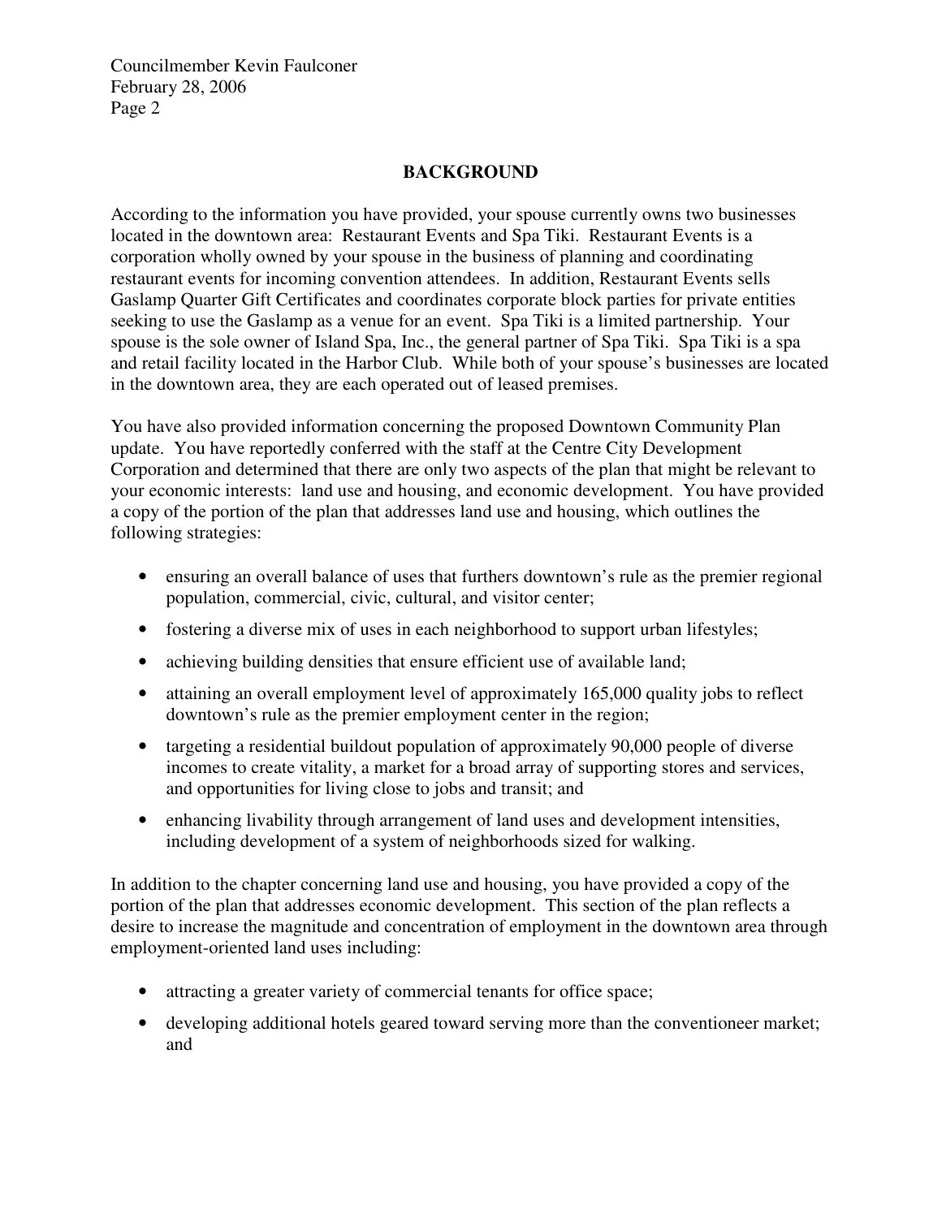## BACKGROUND

According to the information you have provided, your spouse currently owns two businesses located in the downtown area: Restaurant Events and Spa Tiki. Restaurant Events is a corporation wholly owned by your spouse in the business of planning and coordinating restaurant events for incoming convention attendees. In addition, Restaurant Events sells Gaslamp Quarter Gift Certificates and coordinates corporate block parties for private entities seeking to use the Gaslamp as a venue for an event. Spa Tiki is a limited partnership. Your spouse is the sole owner of Island Spa, Inc., the general partner of Spa Tiki. Spa Tiki is a spa and retail facility located in the Harbor Club. While both of your spouse's businesses are located in the downtown area, they are each operated out of leased premises.

You have also provided information concerning the proposed Downtown Community Plan update. You have reportedly conferred with the staff at the Centre City Development Corporation and determined that there are only two aspects of the plan that might be relevant to your economic interests: land use and housing, and economic development. You have provided a copy of the portion of the plan that addresses land use and housing, which outlines the following strategies:

- ensuring an overall balance of uses that furthers downtown's rule as the premier regional population, commercial, civic, cultural, and visitor center;
- fostering a diverse mix of uses in each neighborhood to support urban lifestyles;
- achieving building densities that ensure efficient use of available land;
- attaining an overall employment level of approximately 165,000 quality jobs to reflect downtown's rule as the premier employment center in the region;
- targeting a residential buildout population of approximately 90,000 people of diverse incomes to create vitality, a market for a broad array of supporting stores and services, and opportunities for living close to jobs and transit; and
- enhancing livability through arrangement of land uses and development intensities, including development of a system of neighborhoods sized for walking.

In addition to the chapter concerning land use and housing, you have provided a copy of the portion of the plan that addresses economic development. This section of the plan reflects a desire to increase the magnitude and concentration of employment in the downtown area through employment-oriented land uses including:

- attracting a greater variety of commercial tenants for office space;
- developing additional hotels geared toward serving more than the conventioneer market; and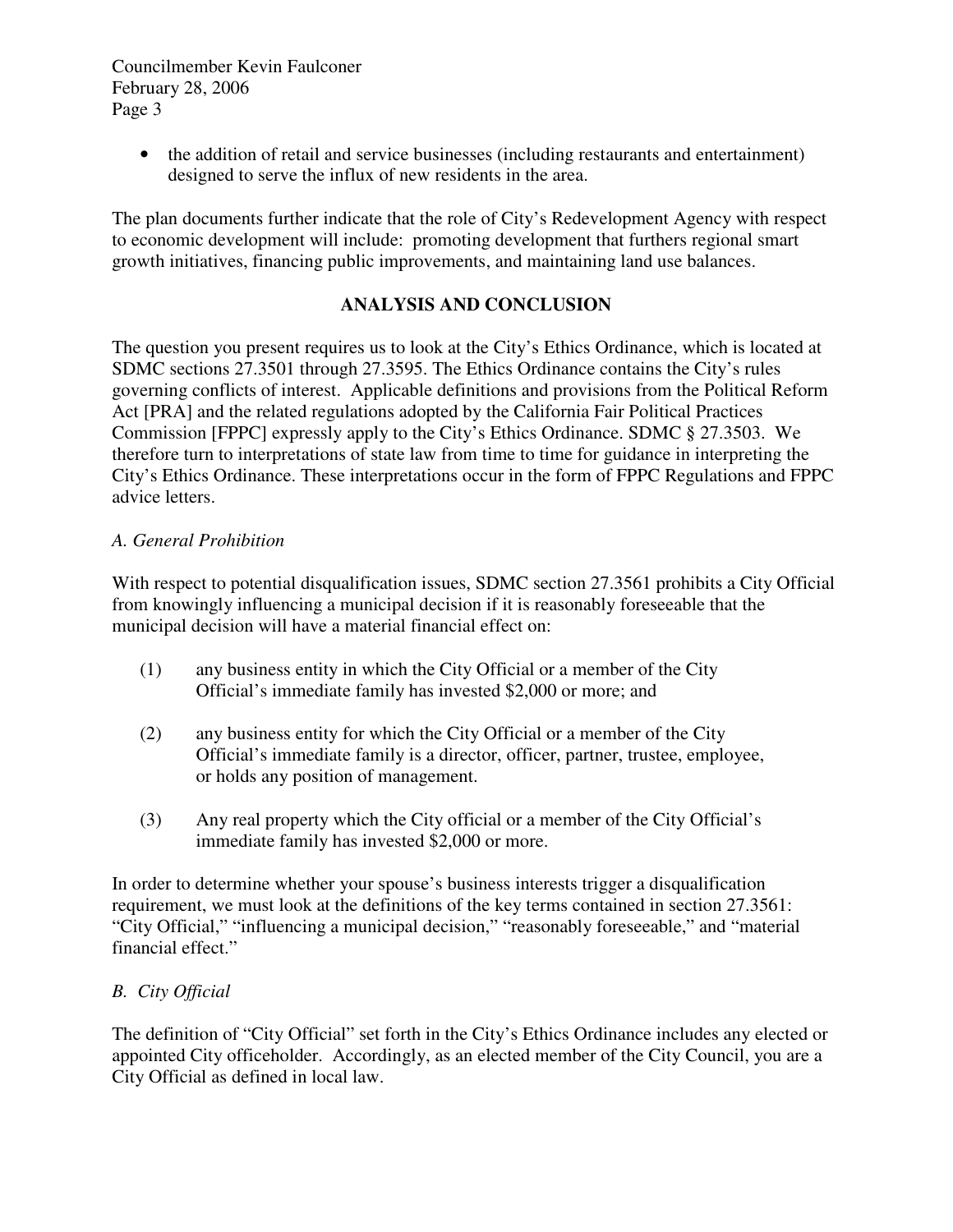- the addition of retail and service businesses (including restaurants and entertainment) designed to serve the influx of new residents in the area.

The plan documents further indicate that the role of City's Redevelopment Agency with respect to economic development will include: promoting development that furthers regional smart growth initiatives, financing public improvements, and maintaining land use balances.

## ANALYSIS AND CONCLUSION

The question you present requires us to look at the City's Ethics Ordinance, which is located at SDMC sections 27.3501 through 27.3595. The Ethics Ordinance contains the City's rules governing conflicts of interest. Applicable definitions and provisions from the Political Reform Act [PRA] and the related regulations adopted by the California Fair Political Practices Commission [FPPC] expressly apply to the City's Ethics Ordinance. SDMC § 27.3503. We therefore turn to interpretations of state law from time to time for guidance in interpreting the City's Ethics Ordinance. These interpretations occur in the form of FPPC Regulations and FPPC advice letters.

*A. General Prohibition*

With respect to potential disqualification issues, SDMC section 27.3561 prohibits a City Official from knowingly influencing a municipal decision if it is reasonably foreseeable that the municipal decision will have a material financial effect on:

(1) any business entity in which the City Official or a member of the City Official's immediate family has invested $2,000 or more; and

(2) any business entity for which the City Official or a member of the City Official's immediate family is a director, officer, partner, trustee, employee, or holds any position of management.

(3) Any real property which the City official or a member of the City Official's immediate family has invested $2,000 or more.

In order to determine whether your spouse's business interests trigger a disqualification requirement, we must look at the definitions of the key terms contained in section 27.3561: "City Official," "influencing a municipal decision," "reasonably foreseeable," and "material financial effect."

*B. City Official*

The definition of "City Official" set forth in the City's Ethics Ordinance includes any elected or appointed City officeholder. Accordingly, as an elected member of the City Council, you are a City Official as defined in local law.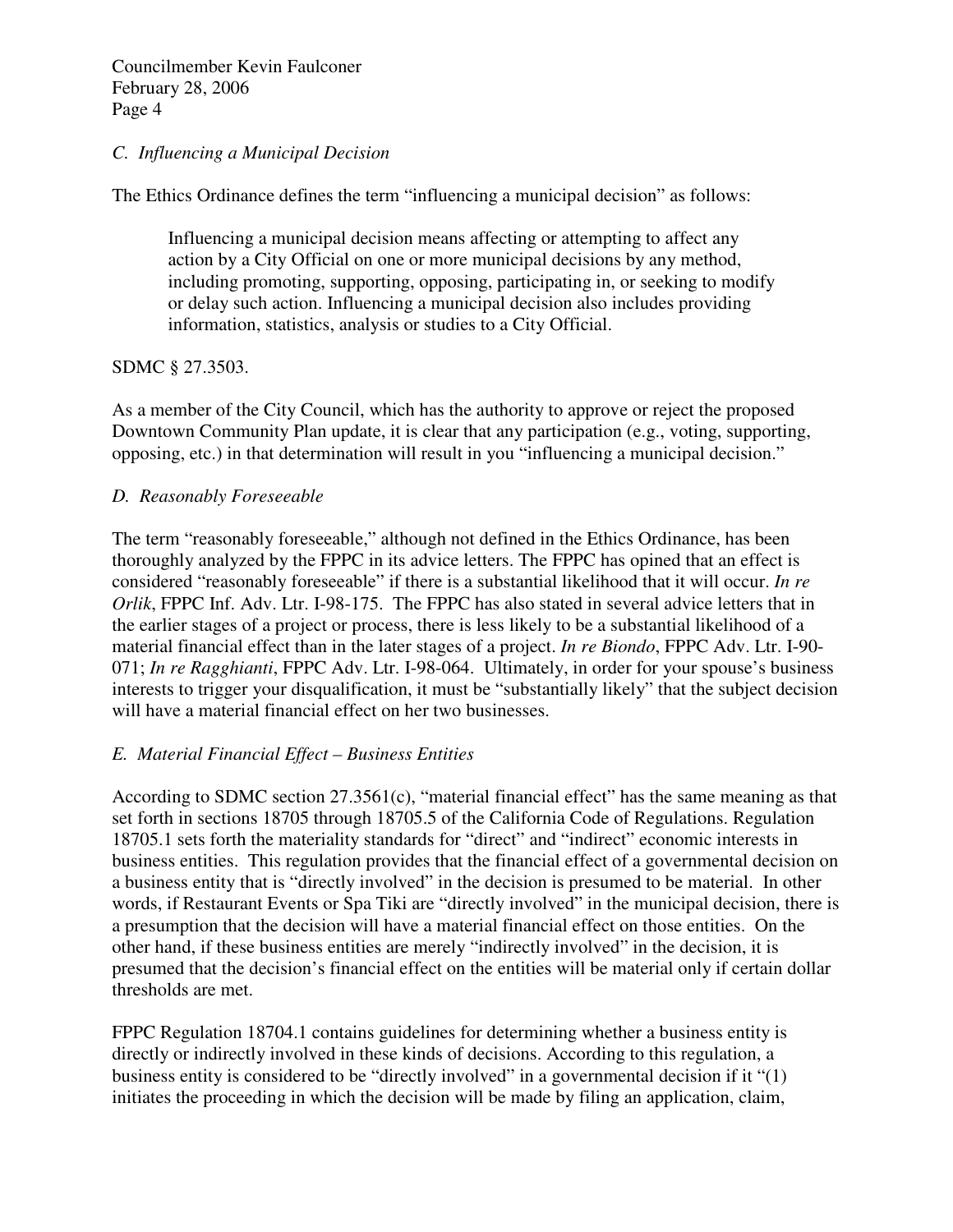### *C. Influencing a Municipal Decision*

The Ethics Ordinance defines the term "influencing a municipal decision" as follows:

> Influencing a municipal decision means affecting or attempting to affect any action by a City Official on one or more municipal decisions by any method, including promoting, supporting, opposing, participating in, or seeking to modify or delay such action. Influencing a municipal decision also includes providing information, statistics, analysis or studies to a City Official.

SDMC § 27.3503.

As a member of the City Council, which has the authority to approve or reject the proposed Downtown Community Plan update, it is clear that any participation (e.g., voting, supporting, opposing, etc.) in that determination will result in you "influencing a municipal decision."

### *D. Reasonably Foreseeable*

The term "reasonably foreseeable," although not defined in the Ethics Ordinance, has been thoroughly analyzed by the FPPC in its advice letters. The FPPC has opined that an effect is considered "reasonably foreseeable" if there is a substantial likelihood that it will occur. *In re Orlik*, FPPC Inf. Adv. Ltr. I-98-175. The FPPC has also stated in several advice letters that in the earlier stages of a project or process, there is less likely to be a substantial likelihood of a material financial effect than in the later stages of a project. *In re Biondo*, FPPC Adv. Ltr. I-90-071; *In re Ragghianti*, FPPC Adv. Ltr. I-98-064. Ultimately, in order for your spouse's business interests to trigger your disqualification, it must be "substantially likely" that the subject decision will have a material financial effect on her two businesses.

### *E. Material Financial Effect – Business Entities*

According to SDMC section 27.3561(c), "material financial effect" has the same meaning as that set forth in sections 18705 through 18705.5 of the California Code of Regulations. Regulation 18705.1 sets forth the materiality standards for "direct" and "indirect" economic interests in business entities. This regulation provides that the financial effect of a governmental decision on a business entity that is "directly involved" in the decision is presumed to be material. In other words, if Restaurant Events or Spa Tiki are "directly involved" in the municipal decision, there is a presumption that the decision will have a material financial effect on those entities. On the other hand, if these business entities are merely "indirectly involved" in the decision, it is presumed that the decision's financial effect on the entities will be material only if certain dollar thresholds are met.

FPPC Regulation 18704.1 contains guidelines for determining whether a business entity is directly or indirectly involved in these kinds of decisions. According to this regulation, a business entity is considered to be "directly involved" in a governmental decision if it "(1) initiates the proceeding in which the decision will be made by filing an application, claim,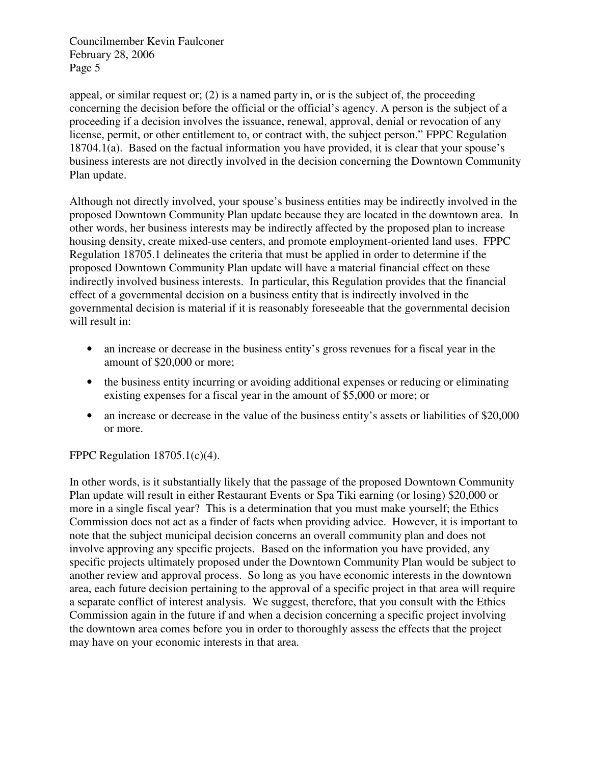appeal, or similar request or; (2) is a named party in, or is the subject of, the proceeding concerning the decision before the official or the official's agency. A person is the subject of a proceeding if a decision involves the issuance, renewal, approval, denial or revocation of any license, permit, or other entitlement to, or contract with, the subject person." FPPC Regulation 18704.1(a). Based on the factual information you have provided, it is clear that your spouse's business interests are not directly involved in the decision concerning the Downtown Community Plan update.

Although not directly involved, your spouse's business entities may be indirectly involved in the proposed Downtown Community Plan update because they are located in the downtown area. In other words, her business interests may be indirectly affected by the proposed plan to increase housing density, create mixed-use centers, and promote employment-oriented land uses. FPPC Regulation 18705.1 delineates the criteria that must be applied in order to determine if the proposed Downtown Community Plan update will have a material financial effect on these indirectly involved business interests. In particular, this Regulation provides that the financial effect of a governmental decision on a business entity that is indirectly involved in the governmental decision is material if it is reasonably foreseeable that the governmental decision will result in:

- an increase or decrease in the business entity's gross revenues for a fiscal year in the amount of $20,000 or more;
- the business entity incurring or avoiding additional expenses or reducing or eliminating existing expenses for a fiscal year in the amount of $5,000 or more; or
- an increase or decrease in the value of the business entity's assets or liabilities of $20,000 or more.

FPPC Regulation 18705.1(c)(4).

In other words, is it substantially likely that the passage of the proposed Downtown Community Plan update will result in either Restaurant Events or Spa Tiki earning (or losing) $20,000 or more in a single fiscal year? This is a determination that you must make yourself; the Ethics Commission does not act as a finder of facts when providing advice. However, it is important to note that the subject municipal decision concerns an overall community plan and does not involve approving any specific projects. Based on the information you have provided, any specific projects ultimately proposed under the Downtown Community Plan would be subject to another review and approval process. So long as you have economic interests in the downtown area, each future decision pertaining to the approval of a specific project in that area will require a separate conflict of interest analysis. We suggest, therefore, that you consult with the Ethics Commission again in the future if and when a decision concerning a specific project involving the downtown area comes before you in order to thoroughly assess the effects that the project may have on your economic interests in that area.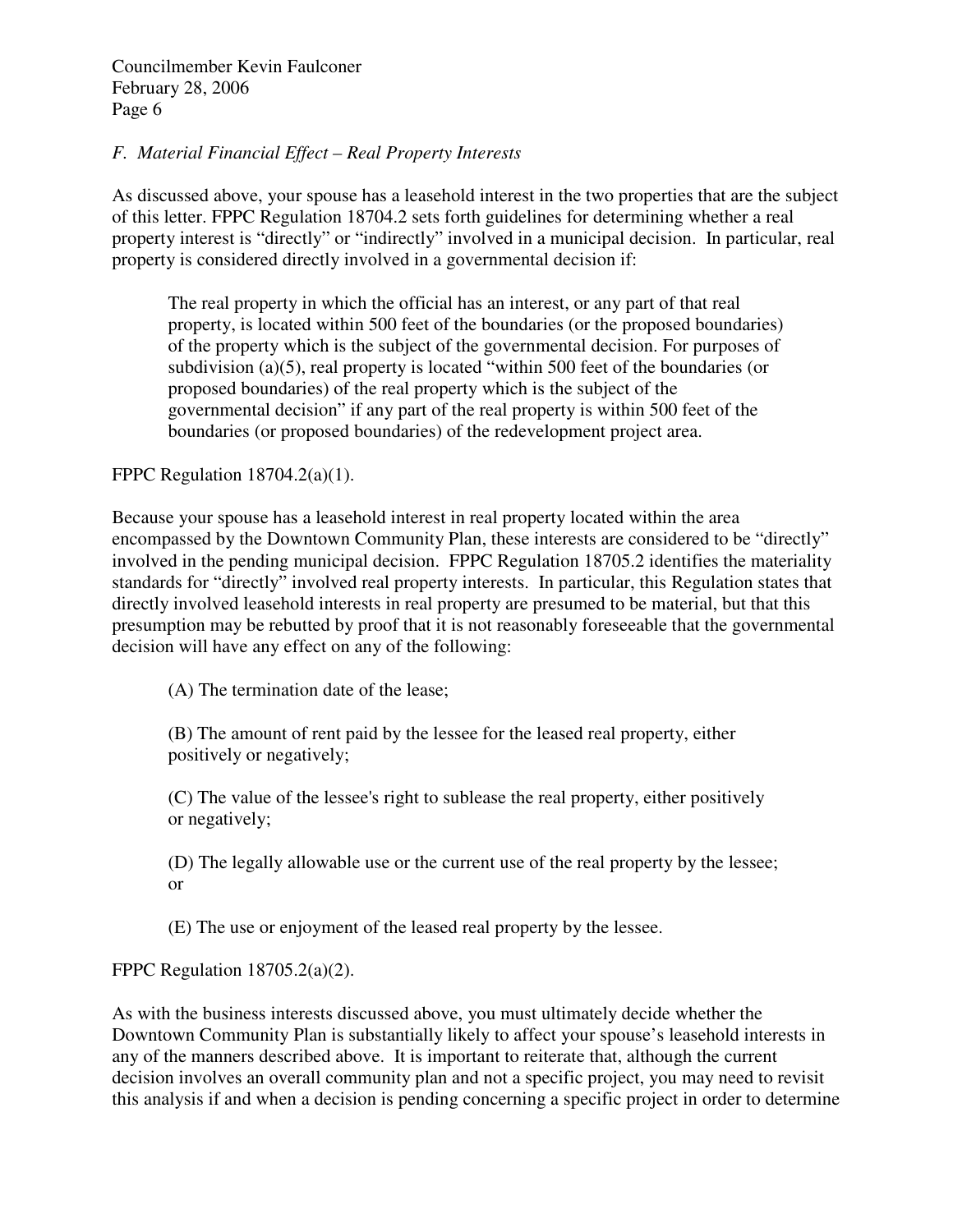*F. Material Financial Effect – Real Property Interests*

As discussed above, your spouse has a leasehold interest in the two properties that are the subject of this letter. FPPC Regulation 18704.2 sets forth guidelines for determining whether a real property interest is "directly" or "indirectly" involved in a municipal decision. In particular, real property is considered directly involved in a governmental decision if:

> The real property in which the official has an interest, or any part of that real property, is located within 500 feet of the boundaries (or the proposed boundaries) of the property which is the subject of the governmental decision. For purposes of subdivision (a)(5), real property is located "within 500 feet of the boundaries (or proposed boundaries) of the real property which is the subject of the governmental decision" if any part of the real property is within 500 feet of the boundaries (or proposed boundaries) of the redevelopment project area.

FPPC Regulation 18704.2(a)(1).

Because your spouse has a leasehold interest in real property located within the area encompassed by the Downtown Community Plan, these interests are considered to be "directly" involved in the pending municipal decision. FPPC Regulation 18705.2 identifies the materiality standards for "directly" involved real property interests. In particular, this Regulation states that directly involved leasehold interests in real property are presumed to be material, but that this presumption may be rebutted by proof that it is not reasonably foreseeable that the governmental decision will have any effect on any of the following:

> (A) The termination date of the lease;
>
> (B) The amount of rent paid by the lessee for the leased real property, either positively or negatively;
>
> (C) The value of the lessee's right to sublease the real property, either positively or negatively;
>
> (D) The legally allowable use or the current use of the real property by the lessee; or
>
> (E) The use or enjoyment of the leased real property by the lessee.

FPPC Regulation 18705.2(a)(2).

As with the business interests discussed above, you must ultimately decide whether the Downtown Community Plan is substantially likely to affect your spouse's leasehold interests in any of the manners described above. It is important to reiterate that, although the current decision involves an overall community plan and not a specific project, you may need to revisit this analysis if and when a decision is pending concerning a specific project in order to determine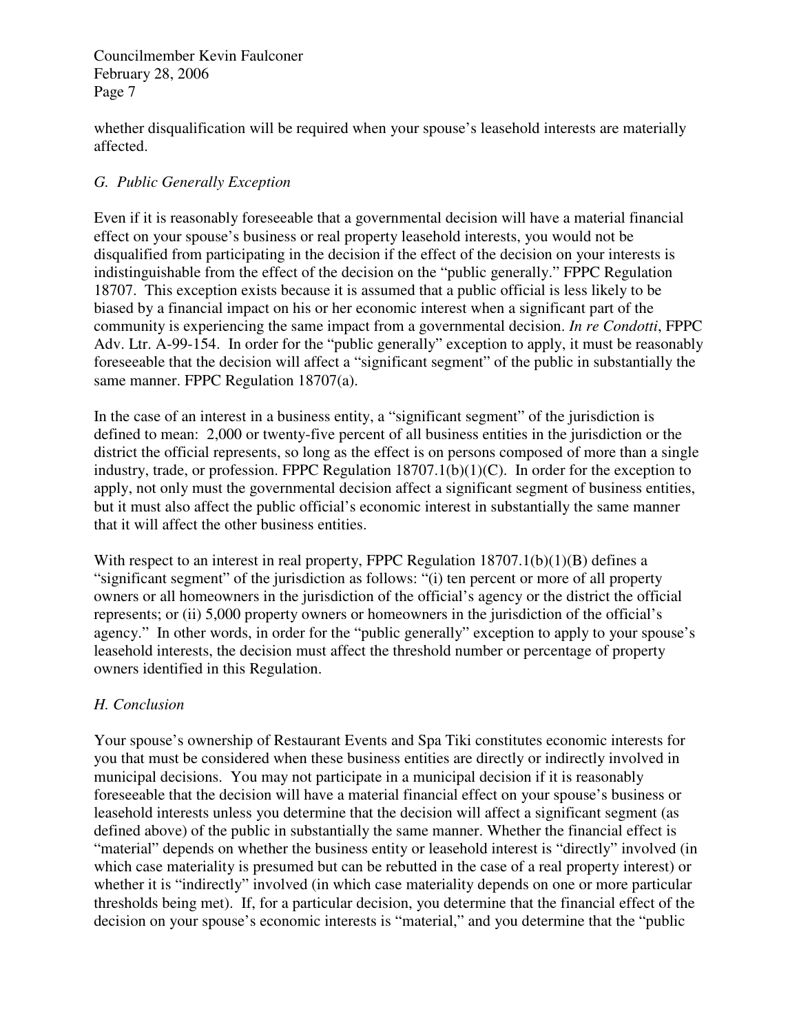whether disqualification will be required when your spouse's leasehold interests are materially affected.

### *G. Public Generally Exception*

Even if it is reasonably foreseeable that a governmental decision will have a material financial effect on your spouse's business or real property leasehold interests, you would not be disqualified from participating in the decision if the effect of the decision on your interests is indistinguishable from the effect of the decision on the "public generally." FPPC Regulation 18707. This exception exists because it is assumed that a public official is less likely to be biased by a financial impact on his or her economic interest when a significant part of the community is experiencing the same impact from a governmental decision. *In re Condotti*, FPPC Adv. Ltr. A-99-154. In order for the "public generally" exception to apply, it must be reasonably foreseeable that the decision will affect a "significant segment" of the public in substantially the same manner. FPPC Regulation 18707(a).

In the case of an interest in a business entity, a "significant segment" of the jurisdiction is defined to mean: 2,000 or twenty-five percent of all business entities in the jurisdiction or the district the official represents, so long as the effect is on persons composed of more than a single industry, trade, or profession. FPPC Regulation 18707.1(b)(1)(C). In order for the exception to apply, not only must the governmental decision affect a significant segment of business entities, but it must also affect the public official's economic interest in substantially the same manner that it will affect the other business entities.

With respect to an interest in real property, FPPC Regulation 18707.1(b)(1)(B) defines a "significant segment" of the jurisdiction as follows: "(i) ten percent or more of all property owners or all homeowners in the jurisdiction of the official's agency or the district the official represents; or (ii) 5,000 property owners or homeowners in the jurisdiction of the official's agency." In other words, in order for the "public generally" exception to apply to your spouse's leasehold interests, the decision must affect the threshold number or percentage of property owners identified in this Regulation.

### *H. Conclusion*

Your spouse's ownership of Restaurant Events and Spa Tiki constitutes economic interests for you that must be considered when these business entities are directly or indirectly involved in municipal decisions. You may not participate in a municipal decision if it is reasonably foreseeable that the decision will have a material financial effect on your spouse's business or leasehold interests unless you determine that the decision will affect a significant segment (as defined above) of the public in substantially the same manner. Whether the financial effect is "material" depends on whether the business entity or leasehold interest is "directly" involved (in which case materiality is presumed but can be rebutted in the case of a real property interest) or whether it is "indirectly" involved (in which case materiality depends on one or more particular thresholds being met). If, for a particular decision, you determine that the financial effect of the decision on your spouse's economic interests is "material," and you determine that the "public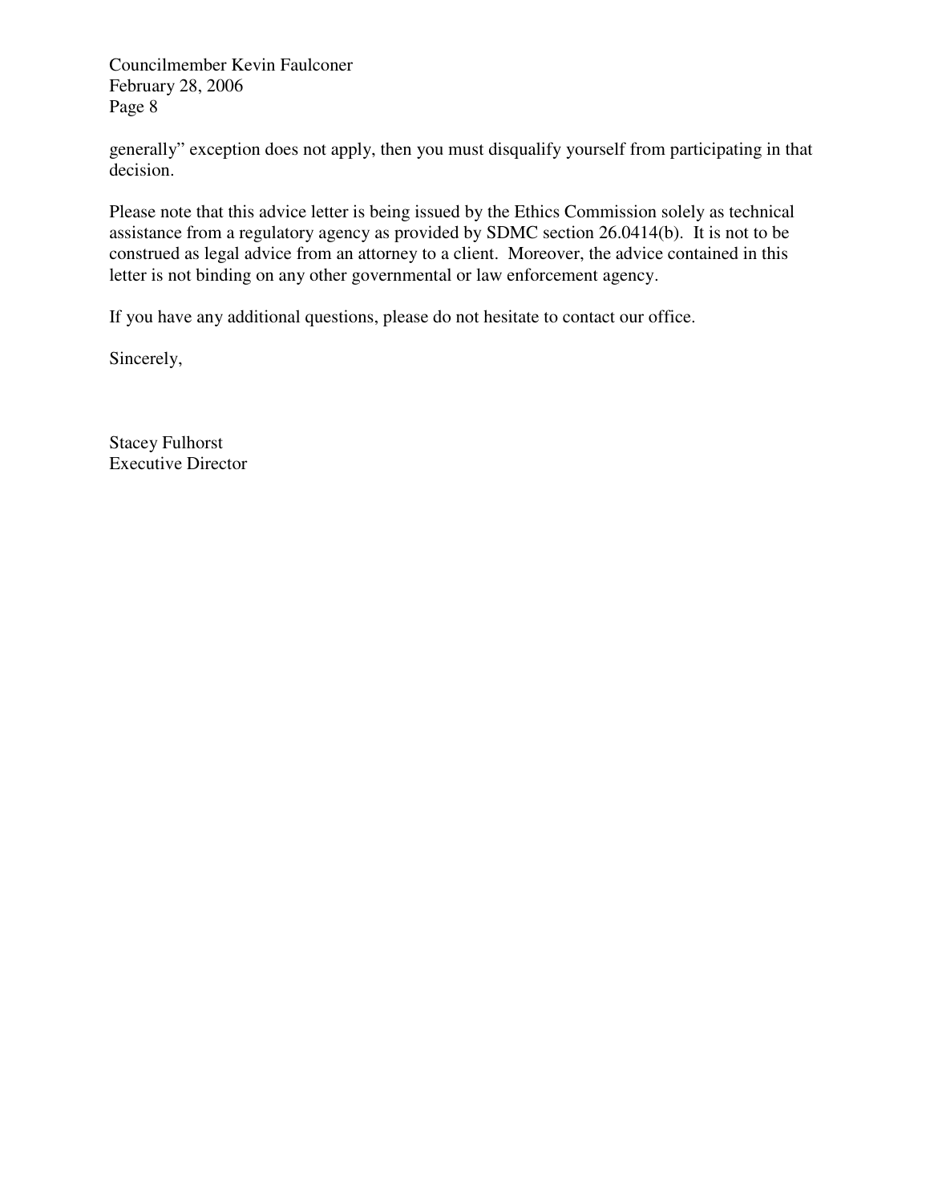generally" exception does not apply, then you must disqualify yourself from participating in that decision.

Please note that this advice letter is being issued by the Ethics Commission solely as technical assistance from a regulatory agency as provided by SDMC section 26.0414(b). It is not to be construed as legal advice from an attorney to a client. Moreover, the advice contained in this letter is not binding on any other governmental or law enforcement agency.

If you have any additional questions, please do not hesitate to contact our office.

Sincerely,

Stacey Fulhorst
Executive Director